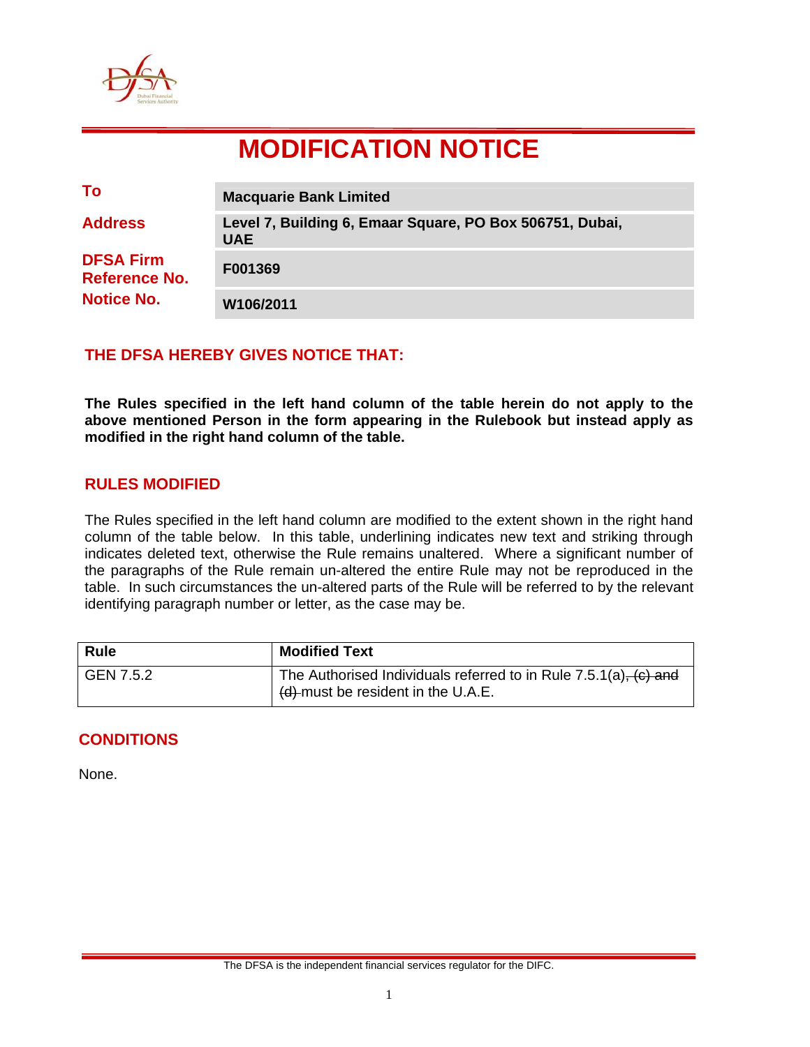# MODIFICATION NOTICE

| | |
|---|---|
| **To** | **Macquarie Bank Limited** |
| **Address** | **Level 7, Building 6, Emaar Square, PO Box 506751, Dubai, UAE** |
| **DFSA Firm Reference No.** | **F001369** |
| **Notice No.** | **W106/2011** |

## THE DFSA HEREBY GIVES NOTICE THAT:

**The Rules specified in the left hand column of the table herein do not apply to the above mentioned Person in the form appearing in the Rulebook but instead apply as modified in the right hand column of the table.**

## RULES MODIFIED

The Rules specified in the left hand column are modified to the extent shown in the right hand column of the table below. In this table, underlining indicates new text and striking through indicates deleted text, otherwise the Rule remains unaltered. Where a significant number of the paragraphs of the Rule remain un-altered the entire Rule may not be reproduced in the table. In such circumstances the un-altered parts of the Rule will be referred to by the relevant identifying paragraph number or letter, as the case may be.

| Rule | Modified Text |
|---|---|
| GEN 7.5.2 | The Authorised Individuals referred to in Rule 7.5.1(a)~~, (c) and (d)~~ must be resident in the U.A.E. |

## CONDITIONS

None.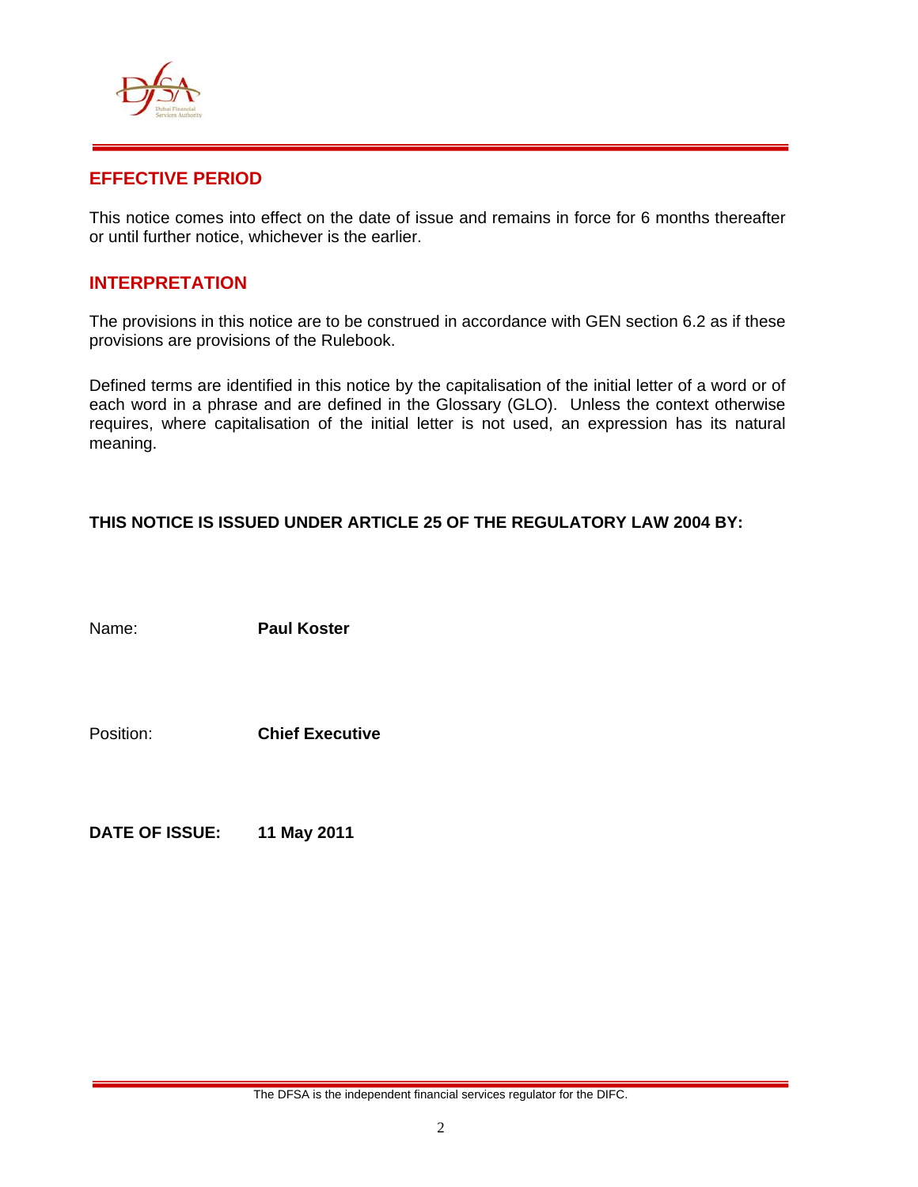## EFFECTIVE PERIOD

This notice comes into effect on the date of issue and remains in force for 6 months thereafter or until further notice, whichever is the earlier.

## INTERPRETATION

The provisions in this notice are to be construed in accordance with GEN section 6.2 as if these provisions are provisions of the Rulebook.

Defined terms are identified in this notice by the capitalisation of the initial letter of a word or of each word in a phrase and are defined in the Glossary (GLO). Unless the context otherwise requires, where capitalisation of the initial letter is not used, an expression has its natural meaning.

**THIS NOTICE IS ISSUED UNDER ARTICLE 25 OF THE REGULATORY LAW 2004 BY:**

Name: **Paul Koster**

Position: **Chief Executive**

**DATE OF ISSUE: 11 May 2011**

The DFSA is the independent financial services regulator for the DIFC.